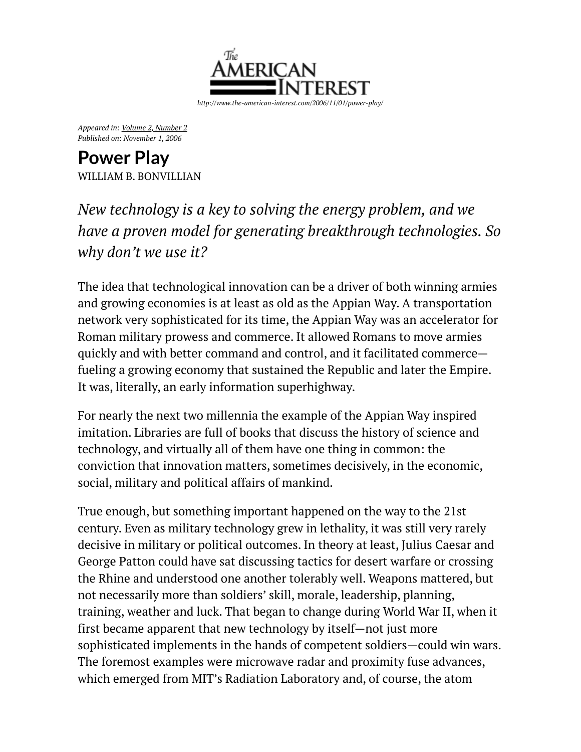http://www.the-american-interest.com/2006/11/01/power-play/

*Appeared in: Volume 2, Number 2*
*Published on: November 1, 2006*

# Power Play

WILLIAM B. BONVILLIAN

*New technology is a key to solving the energy problem, and we have a proven model for generating breakthrough technologies. So why don't we use it?*

The idea that technological innovation can be a driver of both winning armies and growing economies is at least as old as the Appian Way. A transportation network very sophisticated for its time, the Appian Way was an accelerator for Roman military prowess and commerce. It allowed Romans to move armies quickly and with better command and control, and it facilitated commerce—fueling a growing economy that sustained the Republic and later the Empire. It was, literally, an early information superhighway.

For nearly the next two millennia the example of the Appian Way inspired imitation. Libraries are full of books that discuss the history of science and technology, and virtually all of them have one thing in common: the conviction that innovation matters, sometimes decisively, in the economic, social, military and political affairs of mankind.

True enough, but something important happened on the way to the 21st century. Even as military technology grew in lethality, it was still very rarely decisive in military or political outcomes. In theory at least, Julius Caesar and George Patton could have sat discussing tactics for desert warfare or crossing the Rhine and understood one another tolerably well. Weapons mattered, but not necessarily more than soldiers' skill, morale, leadership, planning, training, weather and luck. That began to change during World War II, when it first became apparent that new technology by itself—not just more sophisticated implements in the hands of competent soldiers—could win wars. The foremost examples were microwave radar and proximity fuse advances, which emerged from MIT's Radiation Laboratory and, of course, the atom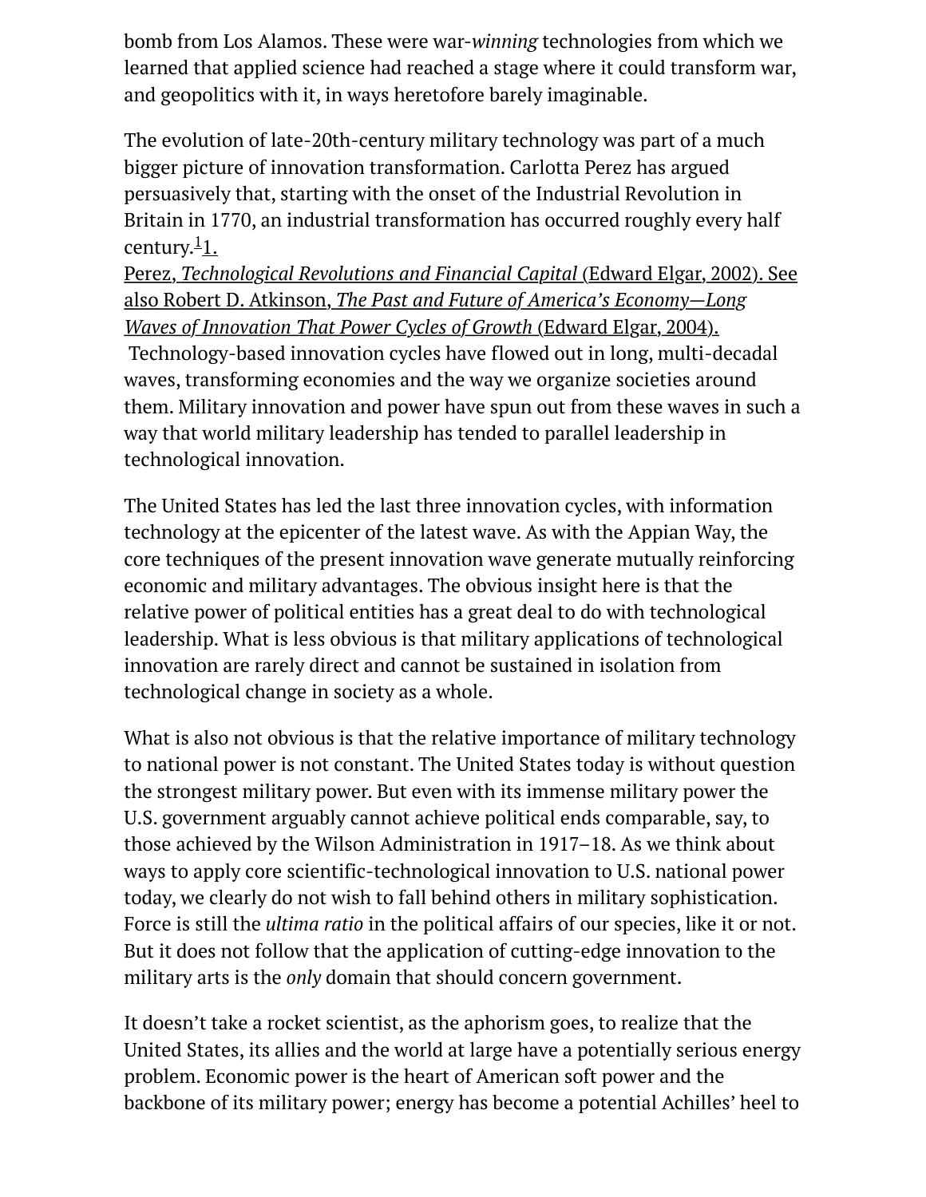bomb from Los Alamos. These were war-*winning* technologies from which we learned that applied science had reached a stage where it could transform war, and geopolitics with it, in ways heretofore barely imaginable.

The evolution of late-20th-century military technology was part of a much bigger picture of innovation transformation. Carlotta Perez has argued persuasively that, starting with the onset of the Industrial Revolution in Britain in 1770, an industrial transformation has occurred roughly every half century.[1]

1. Perez, *Technological Revolutions and Financial Capital* (Edward Elgar, 2002). See also Robert D. Atkinson, *The Past and Future of America's Economy—Long Waves of Innovation That Power Cycles of Growth* (Edward Elgar, 2004).

Technology-based innovation cycles have flowed out in long, multi-decadal waves, transforming economies and the way we organize societies around them. Military innovation and power have spun out from these waves in such a way that world military leadership has tended to parallel leadership in technological innovation.

The United States has led the last three innovation cycles, with information technology at the epicenter of the latest wave. As with the Appian Way, the core techniques of the present innovation wave generate mutually reinforcing economic and military advantages. The obvious insight here is that the relative power of political entities has a great deal to do with technological leadership. What is less obvious is that military applications of technological innovation are rarely direct and cannot be sustained in isolation from technological change in society as a whole.

What is also not obvious is that the relative importance of military technology to national power is not constant. The United States today is without question the strongest military power. But even with its immense military power the U.S. government arguably cannot achieve political ends comparable, say, to those achieved by the Wilson Administration in 1917–18. As we think about ways to apply core scientific-technological innovation to U.S. national power today, we clearly do not wish to fall behind others in military sophistication. Force is still the *ultima ratio* in the political affairs of our species, like it or not. But it does not follow that the application of cutting-edge innovation to the military arts is the *only* domain that should concern government.

It doesn't take a rocket scientist, as the aphorism goes, to realize that the United States, its allies and the world at large have a potentially serious energy problem. Economic power is the heart of American soft power and the backbone of its military power; energy has become a potential Achilles' heel to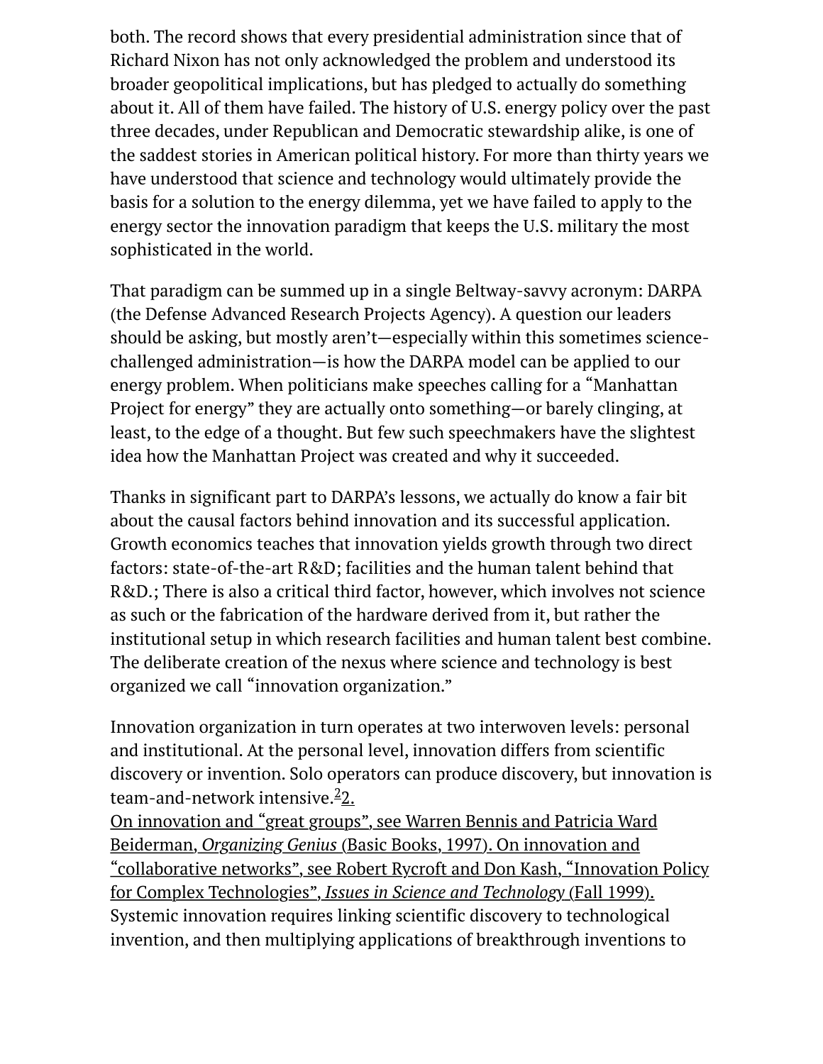both. The record shows that every presidential administration since that of Richard Nixon has not only acknowledged the problem and understood its broader geopolitical implications, but has pledged to actually do something about it. All of them have failed. The history of U.S. energy policy over the past three decades, under Republican and Democratic stewardship alike, is one of the saddest stories in American political history. For more than thirty years we have understood that science and technology would ultimately provide the basis for a solution to the energy dilemma, yet we have failed to apply to the energy sector the innovation paradigm that keeps the U.S. military the most sophisticated in the world.

That paradigm can be summed up in a single Beltway-savvy acronym: DARPA (the Defense Advanced Research Projects Agency). A question our leaders should be asking, but mostly aren't—especially within this sometimes science-challenged administration—is how the DARPA model can be applied to our energy problem. When politicians make speeches calling for a "Manhattan Project for energy" they are actually onto something—or barely clinging, at least, to the edge of a thought. But few such speechmakers have the slightest idea how the Manhattan Project was created and why it succeeded.

Thanks in significant part to DARPA's lessons, we actually do know a fair bit about the causal factors behind innovation and its successful application. Growth economics teaches that innovation yields growth through two direct factors: state-of-the-art R&D; facilities and the human talent behind that R&D.; There is also a critical third factor, however, which involves not science as such or the fabrication of the hardware derived from it, but rather the institutional setup in which research facilities and human talent best combine. The deliberate creation of the nexus where science and technology is best organized we call "innovation organization."

Innovation organization in turn operates at two interwoven levels: personal and institutional. At the personal level, innovation differs from scientific discovery or invention. Solo operators can produce discovery, but innovation is team-and-network intensive.[2]

2. On innovation and "great groups", see Warren Bennis and Patricia Ward Beiderman, *Organizing Genius* (Basic Books, 1997). On innovation and "collaborative networks", see Robert Rycroft and Don Kash, "Innovation Policy for Complex Technologies", *Issues in Science and Technology* (Fall 1999).

Systemic innovation requires linking scientific discovery to technological invention, and then multiplying applications of breakthrough inventions to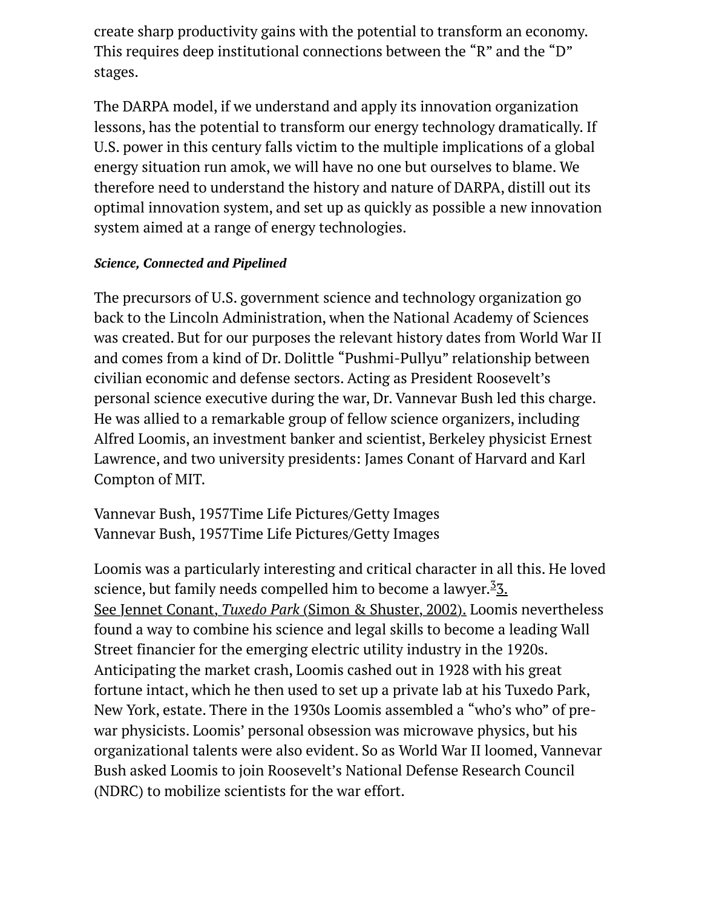create sharp productivity gains with the potential to transform an economy. This requires deep institutional connections between the "R" and the "D" stages.

The DARPA model, if we understand and apply its innovation organization lessons, has the potential to transform our energy technology dramatically. If U.S. power in this century falls victim to the multiple implications of a global energy situation run amok, we will have no one but ourselves to blame. We therefore need to understand the history and nature of DARPA, distill out its optimal innovation system, and set up as quickly as possible a new innovation system aimed at a range of energy technologies.

***Science, Connected and Pipelined***

The precursors of U.S. government science and technology organization go back to the Lincoln Administration, when the National Academy of Sciences was created. But for our purposes the relevant history dates from World War II and comes from a kind of Dr. Dolittle "Pushmi-Pullyu" relationship between civilian economic and defense sectors. Acting as President Roosevelt's personal science executive during the war, Dr. Vannevar Bush led this charge. He was allied to a remarkable group of fellow science organizers, including Alfred Loomis, an investment banker and scientist, Berkeley physicist Ernest Lawrence, and two university presidents: James Conant of Harvard and Karl Compton of MIT.

Vannevar Bush, 1957Time Life Pictures/Getty Images
Vannevar Bush, 1957Time Life Pictures/Getty Images

Loomis was a particularly interesting and critical character in all this. He loved science, but family needs compelled him to become a lawyer.[3] 3. See Jennet Conant, *Tuxedo Park* (Simon & Shuster, 2002). Loomis nevertheless found a way to combine his science and legal skills to become a leading Wall Street financier for the emerging electric utility industry in the 1920s. Anticipating the market crash, Loomis cashed out in 1928 with his great fortune intact, which he then used to set up a private lab at his Tuxedo Park, New York, estate. There in the 1930s Loomis assembled a "who's who" of pre-war physicists. Loomis' personal obsession was microwave physics, but his organizational talents were also evident. So as World War II loomed, Vannevar Bush asked Loomis to join Roosevelt's National Defense Research Council (NDRC) to mobilize scientists for the war effort.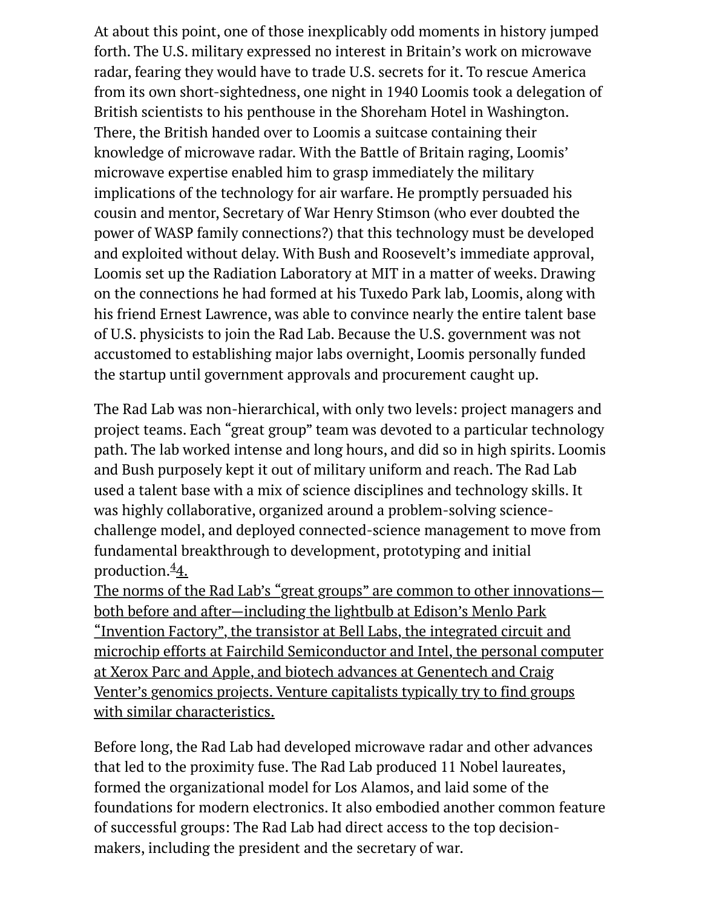At about this point, one of those inexplicably odd moments in history jumped forth. The U.S. military expressed no interest in Britain's work on microwave radar, fearing they would have to trade U.S. secrets for it. To rescue America from its own short-sightedness, one night in 1940 Loomis took a delegation of British scientists to his penthouse in the Shoreham Hotel in Washington. There, the British handed over to Loomis a suitcase containing their knowledge of microwave radar. With the Battle of Britain raging, Loomis' microwave expertise enabled him to grasp immediately the military implications of the technology for air warfare. He promptly persuaded his cousin and mentor, Secretary of War Henry Stimson (who ever doubted the power of WASP family connections?) that this technology must be developed and exploited without delay. With Bush and Roosevelt's immediate approval, Loomis set up the Radiation Laboratory at MIT in a matter of weeks. Drawing on the connections he had formed at his Tuxedo Park lab, Loomis, along with his friend Ernest Lawrence, was able to convince nearly the entire talent base of U.S. physicists to join the Rad Lab. Because the U.S. government was not accustomed to establishing major labs overnight, Loomis personally funded the startup until government approvals and procurement caught up.

The Rad Lab was non-hierarchical, with only two levels: project managers and project teams. Each "great group" team was devoted to a particular technology path. The lab worked intense and long hours, and did so in high spirits. Loomis and Bush purposely kept it out of military uniform and reach. The Rad Lab used a talent base with a mix of science disciplines and technology skills. It was highly collaborative, organized around a problem-solving science-challenge model, and deployed connected-science management to move from fundamental breakthrough to development, prototyping and initial production.[4] 4.
The norms of the Rad Lab's "great groups" are common to other innovations—both before and after—including the lightbulb at Edison's Menlo Park "Invention Factory", the transistor at Bell Labs, the integrated circuit and microchip efforts at Fairchild Semiconductor and Intel, the personal computer at Xerox Parc and Apple, and biotech advances at Genentech and Craig Venter's genomics projects. Venture capitalists typically try to find groups with similar characteristics.

Before long, the Rad Lab had developed microwave radar and other advances that led to the proximity fuse. The Rad Lab produced 11 Nobel laureates, formed the organizational model for Los Alamos, and laid some of the foundations for modern electronics. It also embodied another common feature of successful groups: The Rad Lab had direct access to the top decision-makers, including the president and the secretary of war.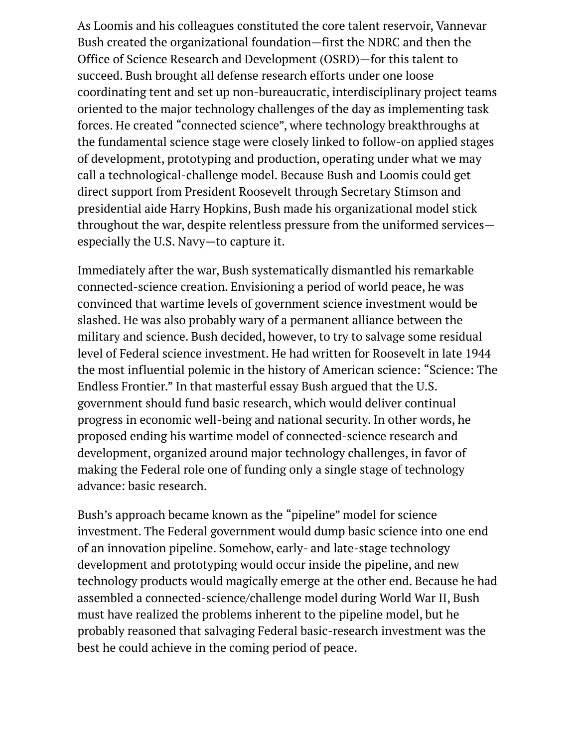As Loomis and his colleagues constituted the core talent reservoir, Vannevar Bush created the organizational foundation—first the NDRC and then the Office of Science Research and Development (OSRD)—for this talent to succeed. Bush brought all defense research efforts under one loose coordinating tent and set up non-bureaucratic, interdisciplinary project teams oriented to the major technology challenges of the day as implementing task forces. He created "connected science", where technology breakthroughs at the fundamental science stage were closely linked to follow-on applied stages of development, prototyping and production, operating under what we may call a technological-challenge model. Because Bush and Loomis could get direct support from President Roosevelt through Secretary Stimson and presidential aide Harry Hopkins, Bush made his organizational model stick throughout the war, despite relentless pressure from the uniformed services—especially the U.S. Navy—to capture it.

Immediately after the war, Bush systematically dismantled his remarkable connected-science creation. Envisioning a period of world peace, he was convinced that wartime levels of government science investment would be slashed. He was also probably wary of a permanent alliance between the military and science. Bush decided, however, to try to salvage some residual level of Federal science investment. He had written for Roosevelt in late 1944 the most influential polemic in the history of American science: "Science: The Endless Frontier." In that masterful essay Bush argued that the U.S. government should fund basic research, which would deliver continual progress in economic well-being and national security. In other words, he proposed ending his wartime model of connected-science research and development, organized around major technology challenges, in favor of making the Federal role one of funding only a single stage of technology advance: basic research.

Bush's approach became known as the "pipeline" model for science investment. The Federal government would dump basic science into one end of an innovation pipeline. Somehow, early- and late-stage technology development and prototyping would occur inside the pipeline, and new technology products would magically emerge at the other end. Because he had assembled a connected-science/challenge model during World War II, Bush must have realized the problems inherent to the pipeline model, but he probably reasoned that salvaging Federal basic-research investment was the best he could achieve in the coming period of peace.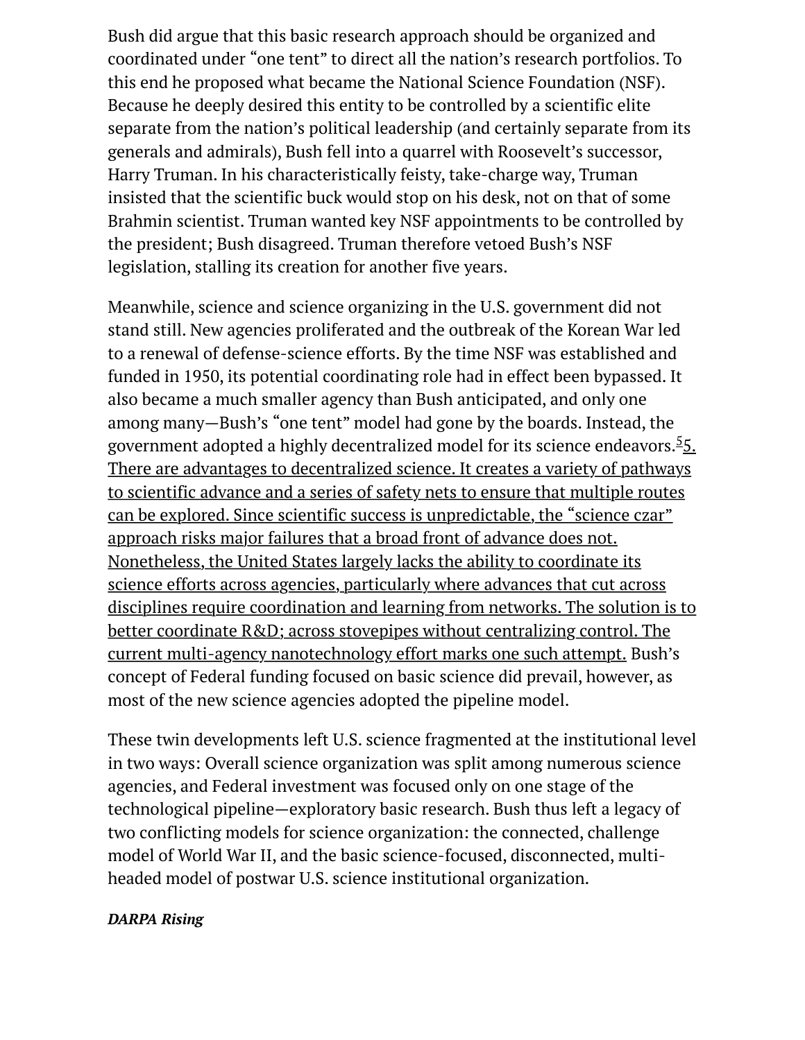Bush did argue that this basic research approach should be organized and coordinated under “one tent” to direct all the nation’s research portfolios. To this end he proposed what became the National Science Foundation (NSF). Because he deeply desired this entity to be controlled by a scientific elite separate from the nation’s political leadership (and certainly separate from its generals and admirals), Bush fell into a quarrel with Roosevelt’s successor, Harry Truman. In his characteristically feisty, take-charge way, Truman insisted that the scientific buck would stop on his desk, not on that of some Brahmin scientist. Truman wanted key NSF appointments to be controlled by the president; Bush disagreed. Truman therefore vetoed Bush’s NSF legislation, stalling its creation for another five years.

Meanwhile, science and science organizing in the U.S. government did not stand still. New agencies proliferated and the outbreak of the Korean War led to a renewal of defense-science efforts. By the time NSF was established and funded in 1950, its potential coordinating role had in effect been bypassed. It also became a much smaller agency than Bush anticipated, and only one among many—Bush’s “one tent” model had gone by the boards. Instead, the government adopted a highly decentralized model for its science endeavors.[5] 5. There are advantages to decentralized science. It creates a variety of pathways to scientific advance and a series of safety nets to ensure that multiple routes can be explored. Since scientific success is unpredictable, the “science czar” approach risks major failures that a broad front of advance does not. Nonetheless, the United States largely lacks the ability to coordinate its science efforts across agencies, particularly where advances that cut across disciplines require coordination and learning from networks. The solution is to better coordinate R&D; across stovepipes without centralizing control. The current multi-agency nanotechnology effort marks one such attempt. Bush’s concept of Federal funding focused on basic science did prevail, however, as most of the new science agencies adopted the pipeline model.

These twin developments left U.S. science fragmented at the institutional level in two ways: Overall science organization was split among numerous science agencies, and Federal investment was focused only on one stage of the technological pipeline—exploratory basic research. Bush thus left a legacy of two conflicting models for science organization: the connected, challenge model of World War II, and the basic science-focused, disconnected, multi-headed model of postwar U.S. science institutional organization.

***DARPA Rising***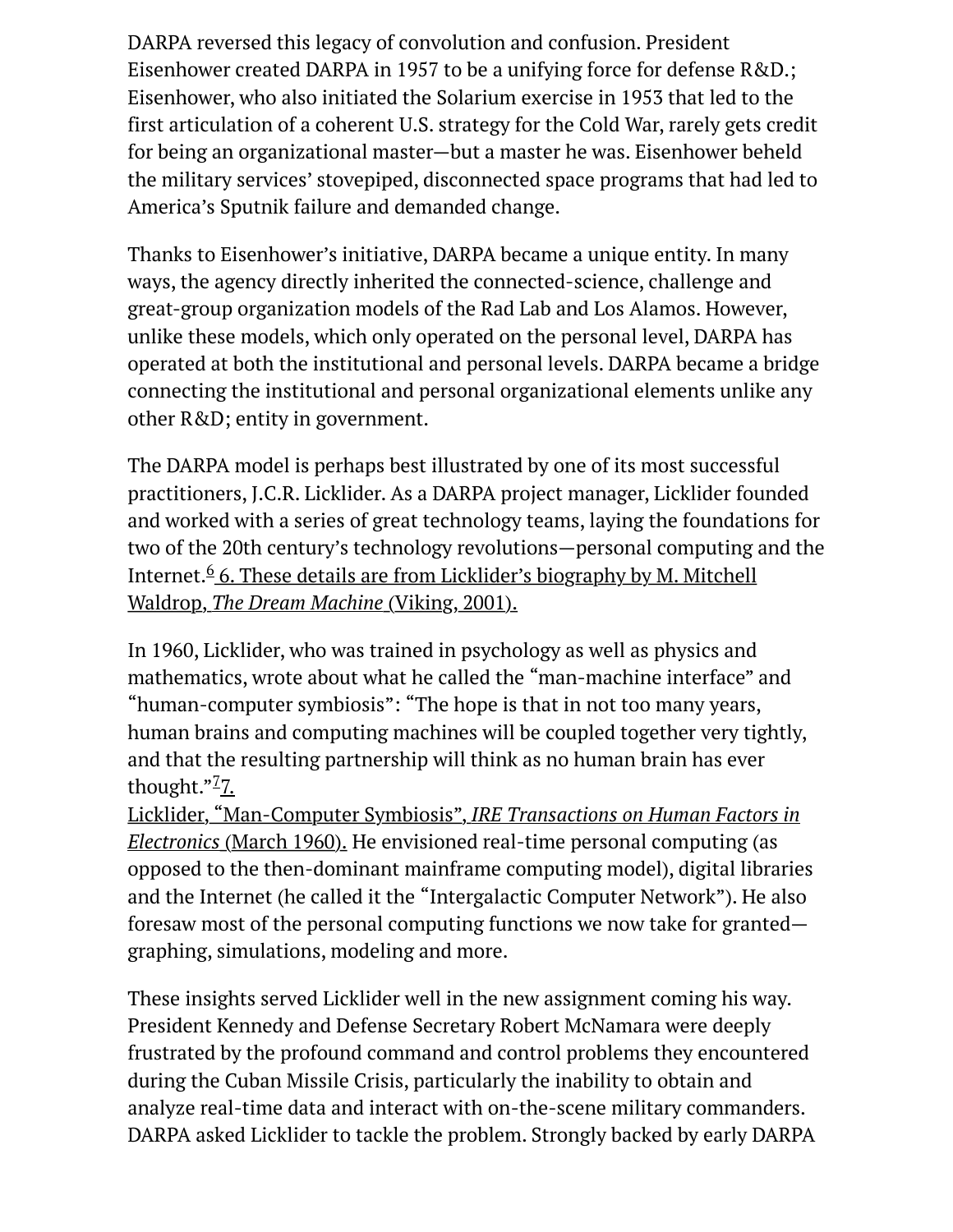DARPA reversed this legacy of convolution and confusion. President Eisenhower created DARPA in 1957 to be a unifying force for defense R&D.; Eisenhower, who also initiated the Solarium exercise in 1953 that led to the first articulation of a coherent U.S. strategy for the Cold War, rarely gets credit for being an organizational master—but a master he was. Eisenhower beheld the military services' stovepiped, disconnected space programs that had led to America's Sputnik failure and demanded change.

Thanks to Eisenhower's initiative, DARPA became a unique entity. In many ways, the agency directly inherited the connected-science, challenge and great-group organization models of the Rad Lab and Los Alamos. However, unlike these models, which only operated on the personal level, DARPA has operated at both the institutional and personal levels. DARPA became a bridge connecting the institutional and personal organizational elements unlike any other R&D; entity in government.

The DARPA model is perhaps best illustrated by one of its most successful practitioners, J.C.R. Licklider. As a DARPA project manager, Licklider founded and worked with a series of great technology teams, laying the foundations for two of the 20th century's technology revolutions—personal computing and the Internet.[6] 6. These details are from Licklider's biography by M. Mitchell Waldrop, *The Dream Machine* (Viking, 2001).

In 1960, Licklider, who was trained in psychology as well as physics and mathematics, wrote about what he called the "man-machine interface" and "human-computer symbiosis": "The hope is that in not too many years, human brains and computing machines will be coupled together very tightly, and that the resulting partnership will think as no human brain has ever thought."[7] 7. Licklider, "Man-Computer Symbiosis", *IRE Transactions on Human Factors in Electronics* (March 1960). He envisioned real-time personal computing (as opposed to the then-dominant mainframe computing model), digital libraries and the Internet (he called it the "Intergalactic Computer Network"). He also foresaw most of the personal computing functions we now take for granted—graphing, simulations, modeling and more.

These insights served Licklider well in the new assignment coming his way. President Kennedy and Defense Secretary Robert McNamara were deeply frustrated by the profound command and control problems they encountered during the Cuban Missile Crisis, particularly the inability to obtain and analyze real-time data and interact with on-the-scene military commanders. DARPA asked Licklider to tackle the problem. Strongly backed by early DARPA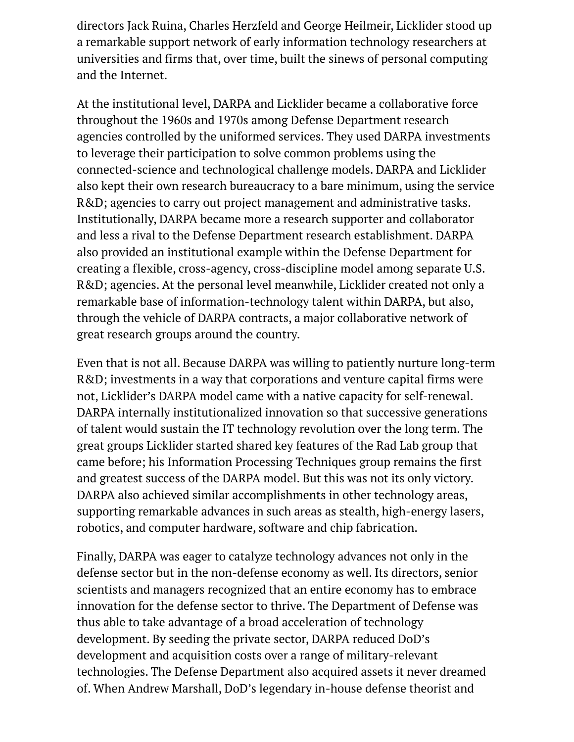directors Jack Ruina, Charles Herzfeld and George Heilmeir, Licklider stood up a remarkable support network of early information technology researchers at universities and firms that, over time, built the sinews of personal computing and the Internet.

At the institutional level, DARPA and Licklider became a collaborative force throughout the 1960s and 1970s among Defense Department research agencies controlled by the uniformed services. They used DARPA investments to leverage their participation to solve common problems using the connected-science and technological challenge models. DARPA and Licklider also kept their own research bureaucracy to a bare minimum, using the service R&D; agencies to carry out project management and administrative tasks. Institutionally, DARPA became more a research supporter and collaborator and less a rival to the Defense Department research establishment. DARPA also provided an institutional example within the Defense Department for creating a flexible, cross-agency, cross-discipline model among separate U.S. R&D; agencies. At the personal level meanwhile, Licklider created not only a remarkable base of information-technology talent within DARPA, but also, through the vehicle of DARPA contracts, a major collaborative network of great research groups around the country.

Even that is not all. Because DARPA was willing to patiently nurture long-term R&D; investments in a way that corporations and venture capital firms were not, Licklider's DARPA model came with a native capacity for self-renewal. DARPA internally institutionalized innovation so that successive generations of talent would sustain the IT technology revolution over the long term. The great groups Licklider started shared key features of the Rad Lab group that came before; his Information Processing Techniques group remains the first and greatest success of the DARPA model. But this was not its only victory. DARPA also achieved similar accomplishments in other technology areas, supporting remarkable advances in such areas as stealth, high-energy lasers, robotics, and computer hardware, software and chip fabrication.

Finally, DARPA was eager to catalyze technology advances not only in the defense sector but in the non-defense economy as well. Its directors, senior scientists and managers recognized that an entire economy has to embrace innovation for the defense sector to thrive. The Department of Defense was thus able to take advantage of a broad acceleration of technology development. By seeding the private sector, DARPA reduced DoD's development and acquisition costs over a range of military-relevant technologies. The Defense Department also acquired assets it never dreamed of. When Andrew Marshall, DoD's legendary in-house defense theorist and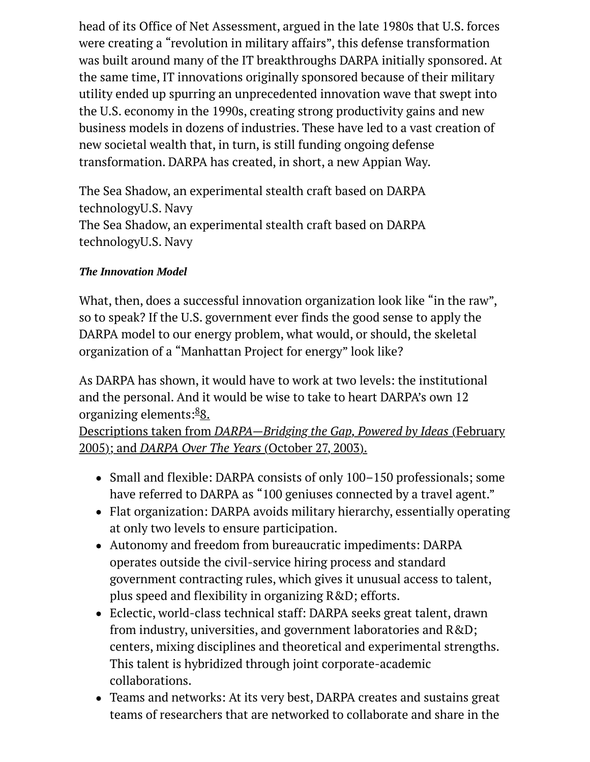head of its Office of Net Assessment, argued in the late 1980s that U.S. forces were creating a “revolution in military affairs”, this defense transformation was built around many of the IT breakthroughs DARPA initially sponsored. At the same time, IT innovations originally sponsored because of their military utility ended up spurring an unprecedented innovation wave that swept into the U.S. economy in the 1990s, creating strong productivity gains and new business models in dozens of industries. These have led to a vast creation of new societal wealth that, in turn, is still funding ongoing defense transformation. DARPA has created, in short, a new Appian Way.

The Sea Shadow, an experimental stealth craft based on DARPA technologyU.S. Navy
The Sea Shadow, an experimental stealth craft based on DARPA technologyU.S. Navy

***The Innovation Model***

What, then, does a successful innovation organization look like “in the raw”, so to speak? If the U.S. government ever finds the good sense to apply the DARPA model to our energy problem, what would, or should, the skeletal organization of a “Manhattan Project for energy” look like?

As DARPA has shown, it would have to work at two levels: the institutional and the personal. And it would be wise to take to heart DARPA’s own 12 organizing elements:[8] 8. Descriptions taken from *DARPA—Bridging the Gap, Powered by Ideas* (February 2005); and *DARPA Over The Years* (October 27, 2003).

- Small and flexible: DARPA consists of only 100–150 professionals; some have referred to DARPA as “100 geniuses connected by a travel agent.”
- Flat organization: DARPA avoids military hierarchy, essentially operating at only two levels to ensure participation.
- Autonomy and freedom from bureaucratic impediments: DARPA operates outside the civil-service hiring process and standard government contracting rules, which gives it unusual access to talent, plus speed and flexibility in organizing R&D; efforts.
- Eclectic, world-class technical staff: DARPA seeks great talent, drawn from industry, universities, and government laboratories and R&D; centers, mixing disciplines and theoretical and experimental strengths. This talent is hybridized through joint corporate-academic collaborations.
- Teams and networks: At its very best, DARPA creates and sustains great teams of researchers that are networked to collaborate and share in the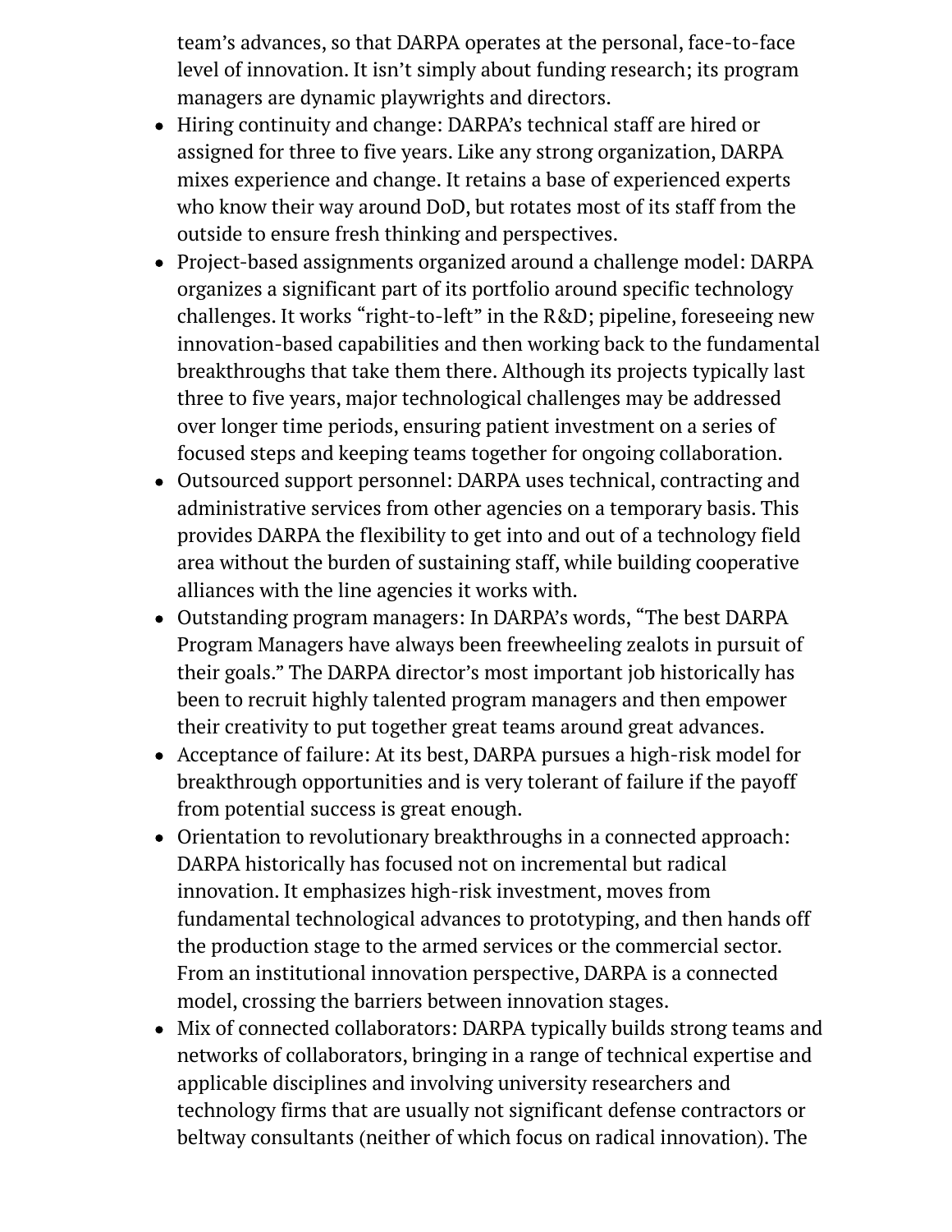team's advances, so that DARPA operates at the personal, face-to-face level of innovation. It isn't simply about funding research; its program managers are dynamic playwrights and directors.

- Hiring continuity and change: DARPA's technical staff are hired or assigned for three to five years. Like any strong organization, DARPA mixes experience and change. It retains a base of experienced experts who know their way around DoD, but rotates most of its staff from the outside to ensure fresh thinking and perspectives.
- Project-based assignments organized around a challenge model: DARPA organizes a significant part of its portfolio around specific technology challenges. It works "right-to-left" in the R&D; pipeline, foreseeing new innovation-based capabilities and then working back to the fundamental breakthroughs that take them there. Although its projects typically last three to five years, major technological challenges may be addressed over longer time periods, ensuring patient investment on a series of focused steps and keeping teams together for ongoing collaboration.
- Outsourced support personnel: DARPA uses technical, contracting and administrative services from other agencies on a temporary basis. This provides DARPA the flexibility to get into and out of a technology field area without the burden of sustaining staff, while building cooperative alliances with the line agencies it works with.
- Outstanding program managers: In DARPA's words, "The best DARPA Program Managers have always been freewheeling zealots in pursuit of their goals." The DARPA director's most important job historically has been to recruit highly talented program managers and then empower their creativity to put together great teams around great advances.
- Acceptance of failure: At its best, DARPA pursues a high-risk model for breakthrough opportunities and is very tolerant of failure if the payoff from potential success is great enough.
- Orientation to revolutionary breakthroughs in a connected approach: DARPA historically has focused not on incremental but radical innovation. It emphasizes high-risk investment, moves from fundamental technological advances to prototyping, and then hands off the production stage to the armed services or the commercial sector. From an institutional innovation perspective, DARPA is a connected model, crossing the barriers between innovation stages.
- Mix of connected collaborators: DARPA typically builds strong teams and networks of collaborators, bringing in a range of technical expertise and applicable disciplines and involving university researchers and technology firms that are usually not significant defense contractors or beltway consultants (neither of which focus on radical innovation). The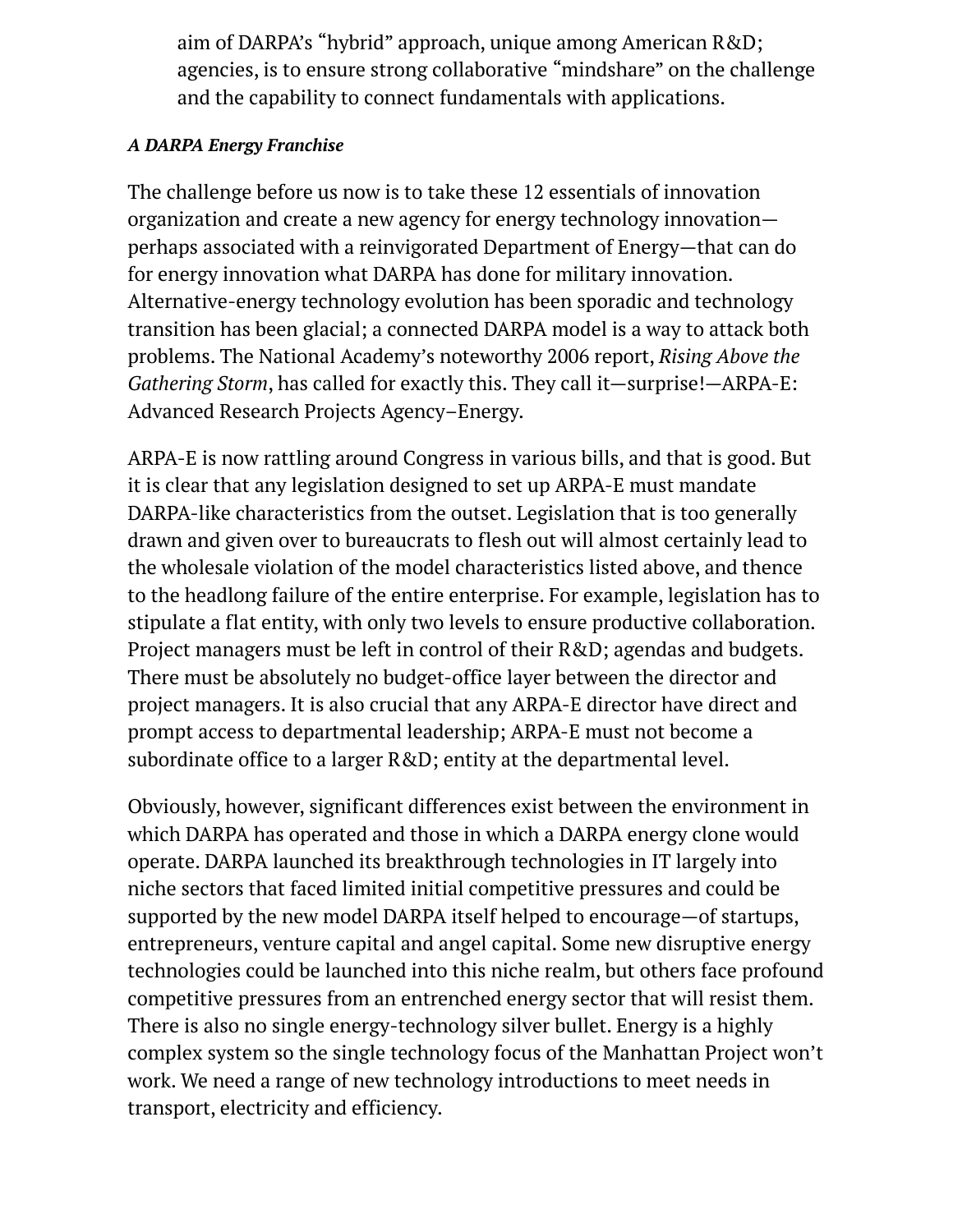aim of DARPA's "hybrid" approach, unique among American R&D; agencies, is to ensure strong collaborative "mindshare" on the challenge and the capability to connect fundamentals with applications.

***A DARPA Energy Franchise***

The challenge before us now is to take these 12 essentials of innovation organization and create a new agency for energy technology innovation—perhaps associated with a reinvigorated Department of Energy—that can do for energy innovation what DARPA has done for military innovation. Alternative-energy technology evolution has been sporadic and technology transition has been glacial; a connected DARPA model is a way to attack both problems. The National Academy's noteworthy 2006 report, *Rising Above the Gathering Storm*, has called for exactly this. They call it—surprise!—ARPA-E: Advanced Research Projects Agency–Energy.

ARPA-E is now rattling around Congress in various bills, and that is good. But it is clear that any legislation designed to set up ARPA-E must mandate DARPA-like characteristics from the outset. Legislation that is too generally drawn and given over to bureaucrats to flesh out will almost certainly lead to the wholesale violation of the model characteristics listed above, and thence to the headlong failure of the entire enterprise. For example, legislation has to stipulate a flat entity, with only two levels to ensure productive collaboration. Project managers must be left in control of their R&D; agendas and budgets. There must be absolutely no budget-office layer between the director and project managers. It is also crucial that any ARPA-E director have direct and prompt access to departmental leadership; ARPA-E must not become a subordinate office to a larger R&D; entity at the departmental level.

Obviously, however, significant differences exist between the environment in which DARPA has operated and those in which a DARPA energy clone would operate. DARPA launched its breakthrough technologies in IT largely into niche sectors that faced limited initial competitive pressures and could be supported by the new model DARPA itself helped to encourage—of startups, entrepreneurs, venture capital and angel capital. Some new disruptive energy technologies could be launched into this niche realm, but others face profound competitive pressures from an entrenched energy sector that will resist them. There is also no single energy-technology silver bullet. Energy is a highly complex system so the single technology focus of the Manhattan Project won't work. We need a range of new technology introductions to meet needs in transport, electricity and efficiency.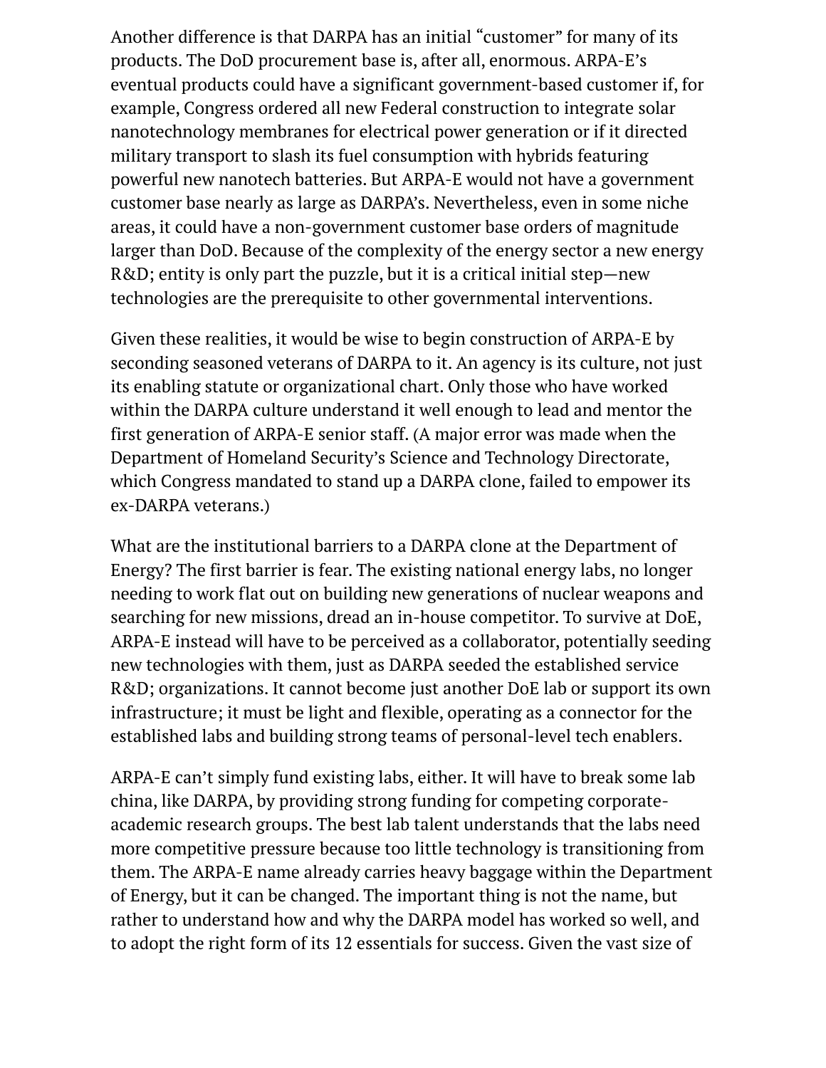Another difference is that DARPA has an initial "customer" for many of its products. The DoD procurement base is, after all, enormous. ARPA-E's eventual products could have a significant government-based customer if, for example, Congress ordered all new Federal construction to integrate solar nanotechnology membranes for electrical power generation or if it directed military transport to slash its fuel consumption with hybrids featuring powerful new nanotech batteries. But ARPA-E would not have a government customer base nearly as large as DARPA's. Nevertheless, even in some niche areas, it could have a non-government customer base orders of magnitude larger than DoD. Because of the complexity of the energy sector a new energy R&D; entity is only part the puzzle, but it is a critical initial step—new technologies are the prerequisite to other governmental interventions.

Given these realities, it would be wise to begin construction of ARPA-E by seconding seasoned veterans of DARPA to it. An agency is its culture, not just its enabling statute or organizational chart. Only those who have worked within the DARPA culture understand it well enough to lead and mentor the first generation of ARPA-E senior staff. (A major error was made when the Department of Homeland Security's Science and Technology Directorate, which Congress mandated to stand up a DARPA clone, failed to empower its ex-DARPA veterans.)

What are the institutional barriers to a DARPA clone at the Department of Energy? The first barrier is fear. The existing national energy labs, no longer needing to work flat out on building new generations of nuclear weapons and searching for new missions, dread an in-house competitor. To survive at DoE, ARPA-E instead will have to be perceived as a collaborator, potentially seeding new technologies with them, just as DARPA seeded the established service R&D; organizations. It cannot become just another DoE lab or support its own infrastructure; it must be light and flexible, operating as a connector for the established labs and building strong teams of personal-level tech enablers.

ARPA-E can't simply fund existing labs, either. It will have to break some lab china, like DARPA, by providing strong funding for competing corporate-academic research groups. The best lab talent understands that the labs need more competitive pressure because too little technology is transitioning from them. The ARPA-E name already carries heavy baggage within the Department of Energy, but it can be changed. The important thing is not the name, but rather to understand how and why the DARPA model has worked so well, and to adopt the right form of its 12 essentials for success. Given the vast size of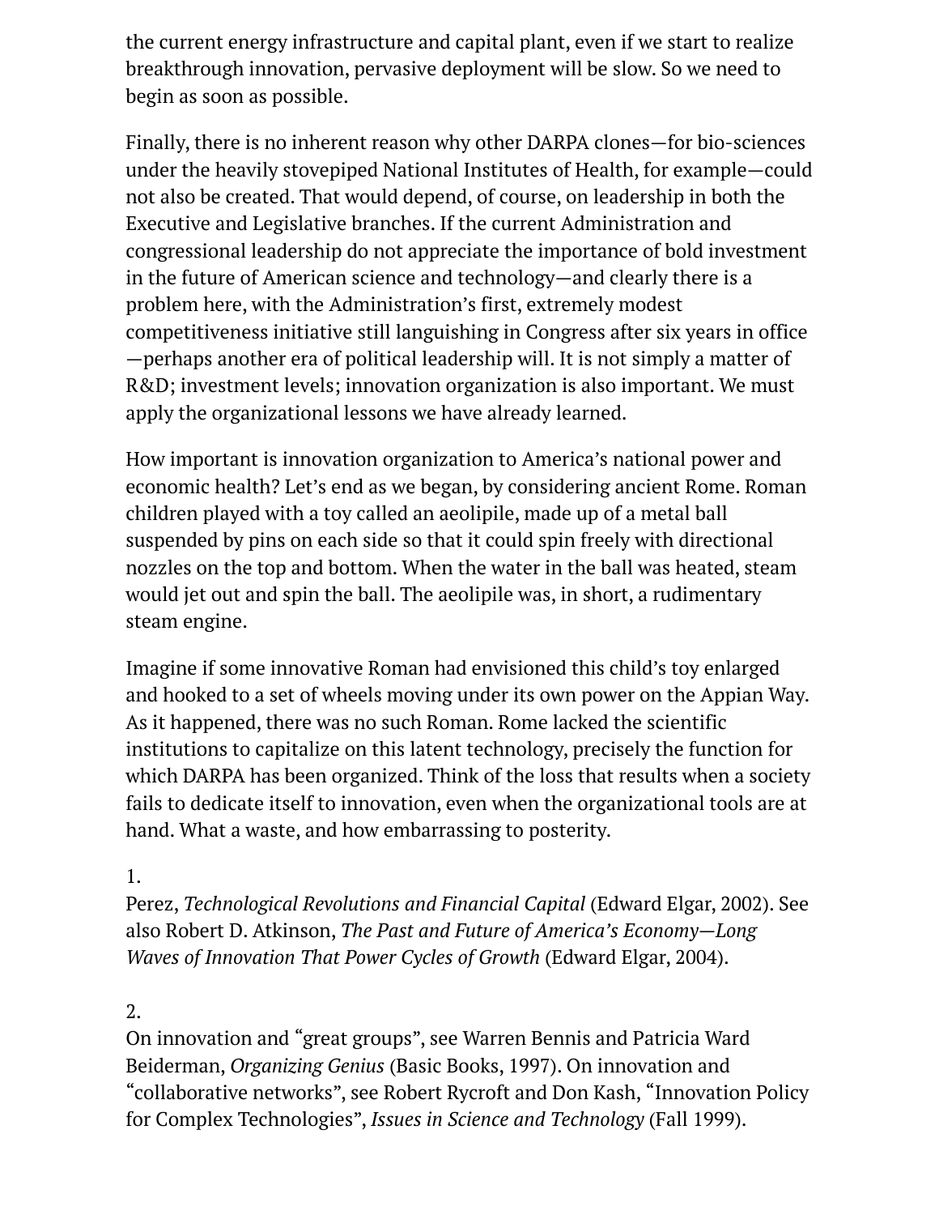the current energy infrastructure and capital plant, even if we start to realize breakthrough innovation, pervasive deployment will be slow. So we need to begin as soon as possible.

Finally, there is no inherent reason why other DARPA clones—for bio-sciences under the heavily stovepiped National Institutes of Health, for example—could not also be created. That would depend, of course, on leadership in both the Executive and Legislative branches. If the current Administration and congressional leadership do not appreciate the importance of bold investment in the future of American science and technology—and clearly there is a problem here, with the Administration's first, extremely modest competitiveness initiative still languishing in Congress after six years in office—perhaps another era of political leadership will. It is not simply a matter of R&D; investment levels; innovation organization is also important. We must apply the organizational lessons we have already learned.

How important is innovation organization to America's national power and economic health? Let's end as we began, by considering ancient Rome. Roman children played with a toy called an aeolipile, made up of a metal ball suspended by pins on each side so that it could spin freely with directional nozzles on the top and bottom. When the water in the ball was heated, steam would jet out and spin the ball. The aeolipile was, in short, a rudimentary steam engine.

Imagine if some innovative Roman had envisioned this child's toy enlarged and hooked to a set of wheels moving under its own power on the Appian Way. As it happened, there was no such Roman. Rome lacked the scientific institutions to capitalize on this latent technology, precisely the function for which DARPA has been organized. Think of the loss that results when a society fails to dedicate itself to innovation, even when the organizational tools are at hand. What a waste, and how embarrassing to posterity.

1.
Perez, *Technological Revolutions and Financial Capital* (Edward Elgar, 2002). See also Robert D. Atkinson, *The Past and Future of America's Economy—Long Waves of Innovation That Power Cycles of Growth* (Edward Elgar, 2004).

2.
On innovation and "great groups", see Warren Bennis and Patricia Ward Beiderman, *Organizing Genius* (Basic Books, 1997). On innovation and "collaborative networks", see Robert Rycroft and Don Kash, "Innovation Policy for Complex Technologies", *Issues in Science and Technology* (Fall 1999).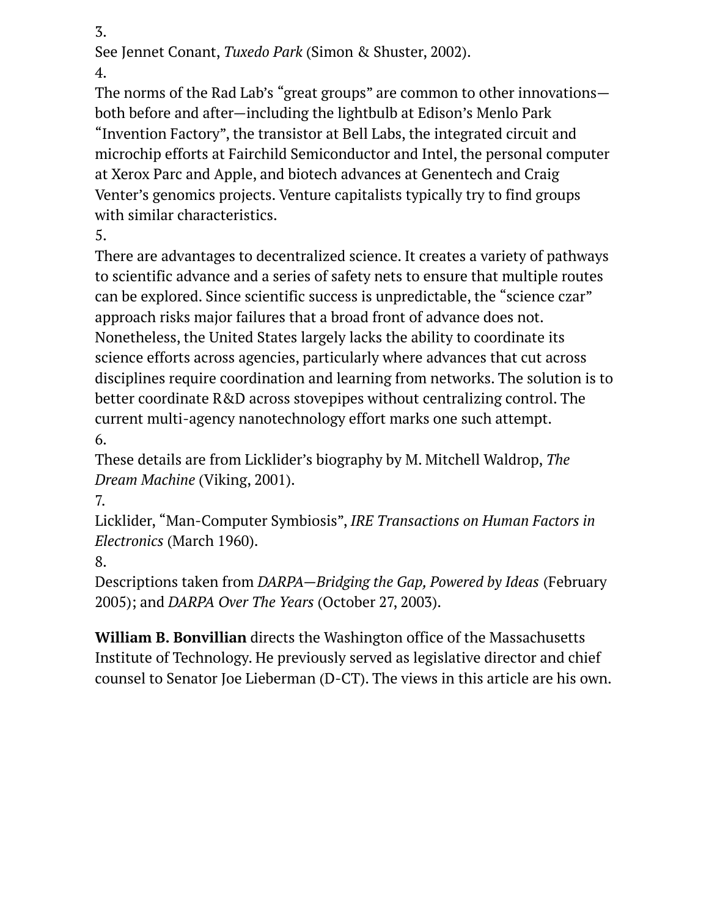3.

See Jennet Conant, *Tuxedo Park* (Simon & Shuster, 2002).

4.

The norms of the Rad Lab's "great groups" are common to other innovations—both before and after—including the lightbulb at Edison's Menlo Park "Invention Factory", the transistor at Bell Labs, the integrated circuit and microchip efforts at Fairchild Semiconductor and Intel, the personal computer at Xerox Parc and Apple, and biotech advances at Genentech and Craig Venter's genomics projects. Venture capitalists typically try to find groups with similar characteristics.

5.

There are advantages to decentralized science. It creates a variety of pathways to scientific advance and a series of safety nets to ensure that multiple routes can be explored. Since scientific success is unpredictable, the "science czar" approach risks major failures that a broad front of advance does not. Nonetheless, the United States largely lacks the ability to coordinate its science efforts across agencies, particularly where advances that cut across disciplines require coordination and learning from networks. The solution is to better coordinate R&D across stovepipes without centralizing control. The current multi-agency nanotechnology effort marks one such attempt.

6.

These details are from Licklider's biography by M. Mitchell Waldrop, *The Dream Machine* (Viking, 2001).

7.

Licklider, "Man-Computer Symbiosis", *IRE Transactions on Human Factors in Electronics* (March 1960).

8.

Descriptions taken from *DARPA—Bridging the Gap, Powered by Ideas* (February 2005); and *DARPA Over The Years* (October 27, 2003).

**William B. Bonvillian** directs the Washington office of the Massachusetts Institute of Technology. He previously served as legislative director and chief counsel to Senator Joe Lieberman (D-CT). The views in this article are his own.